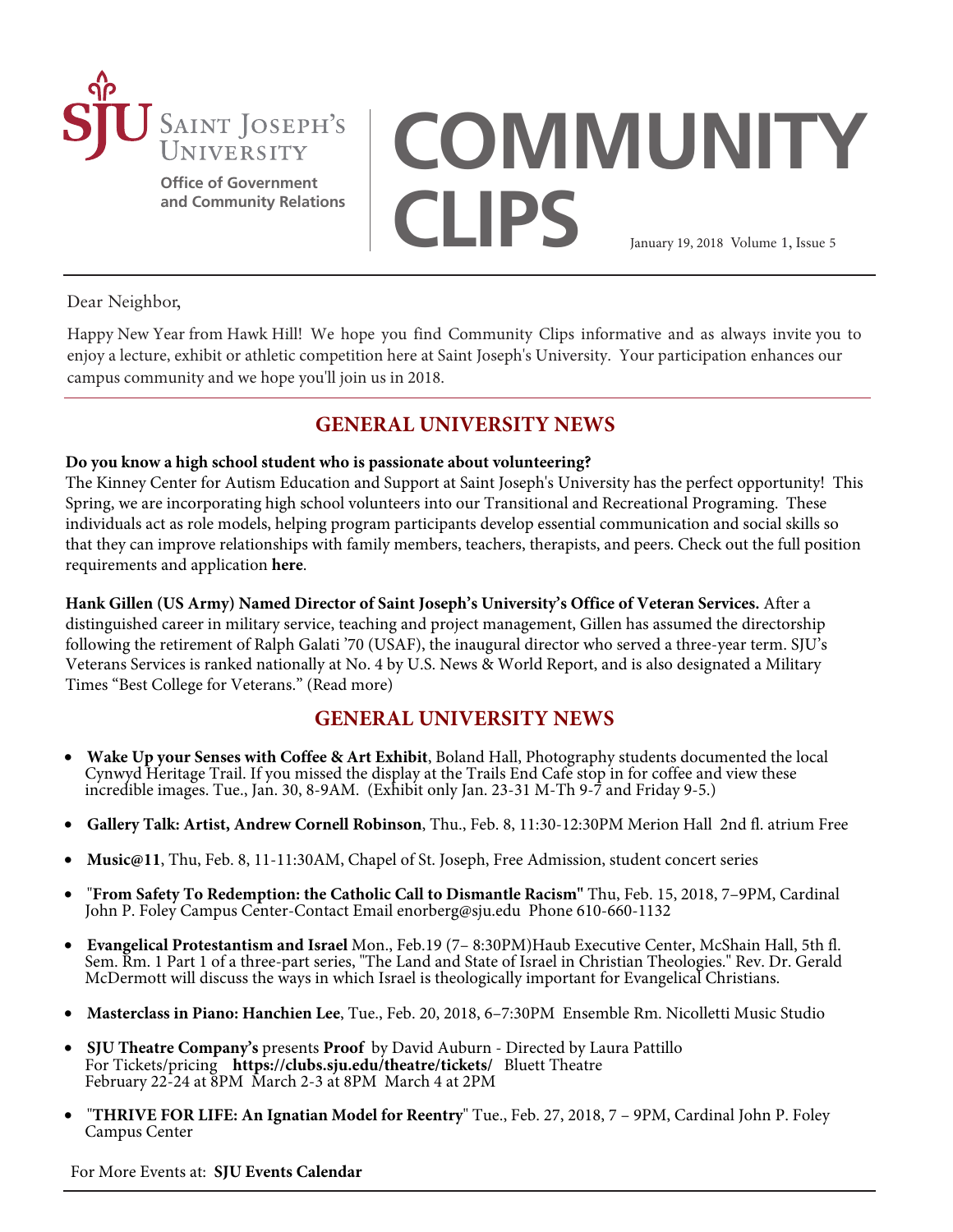Saint Joseph's University

Office of Government and Community Relations

# COMMUNITY CLIPS

January 19, 2018 Volume 1, Issue 5

Dear Neighbor,

Happy New Year from Hawk Hill! We hope you find Community Clips informative and as always invite you to enjoy a lecture, exhibit or athletic competition here at Saint Joseph's University. Your participation enhances our campus community and we hope you'll join us in 2018.

## GENERAL UNIVERSITY NEWS

**Do you know a high school student who is passionate about volunteering?**
The Kinney Center for Autism Education and Support at Saint Joseph's University has the perfect opportunity! This Spring, we are incorporating high school volunteers into our Transitional and Recreational Programing. These individuals act as role models, helping program participants develop essential communication and social skills so that they can improve relationships with family members, teachers, therapists, and peers. Check out the full position requirements and application **here**.

**Hank Gillen (US Army) Named Director of Saint Joseph's University's Office of Veteran Services.** After a distinguished career in military service, teaching and project management, Gillen has assumed the directorship following the retirement of Ralph Galati '70 (USAF), the inaugural director who served a three-year term. SJU's Veterans Services is ranked nationally at No. 4 by U.S. News & World Report, and is also designated a Military Times "Best College for Veterans." (Read more)

## GENERAL UNIVERSITY NEWS

- **Wake Up your Senses with Coffee & Art Exhibit**, Boland Hall, Photography students documented the local Cynwyd Heritage Trail. If you missed the display at the Trails End Cafe stop in for coffee and view these incredible images. Tue., Jan. 30, 8-9AM. (Exhibit only Jan. 23-31 M-Th 9-7 and Friday 9-5.)
- **Gallery Talk: Artist, Andrew Cornell Robinson**, Thu., Feb. 8, 11:30-12:30PM Merion Hall 2nd fl. atrium Free
- **Music@11**, Thu, Feb. 8, 11-11:30AM, Chapel of St. Joseph, Free Admission, student concert series
- "**From Safety To Redemption: the Catholic Call to Dismantle Racism"** Thu, Feb. 15, 2018, 7–9PM, Cardinal John P. Foley Campus Center-Contact Email enorberg@sju.edu Phone 610-660-1132
- **Evangelical Protestantism and Israel** Mon., Feb.19 (7– 8:30PM)Haub Executive Center, McShain Hall, 5th fl. Sem. Rm. 1 Part 1 of a three-part series, "The Land and State of Israel in Christian Theologies." Rev. Dr. Gerald McDermott will discuss the ways in which Israel is theologically important for Evangelical Christians.
- **Masterclass in Piano: Hanchien Lee**, Tue., Feb. 20, 2018, 6–7:30PM Ensemble Rm. Nicolletti Music Studio
- **SJU Theatre Company's** presents **Proof** by David Auburn - Directed by Laura Pattillo
  For Tickets/pricing **https://clubs.sju.edu/theatre/tickets/** Bluett Theatre
  February 22-24 at 8PM March 2-3 at 8PM March 4 at 2PM
- "**THRIVE FOR LIFE: An Ignatian Model for Reentry**" Tue., Feb. 27, 2018, 7 – 9PM, Cardinal John P. Foley Campus Center

For More Events at: **SJU Events Calendar**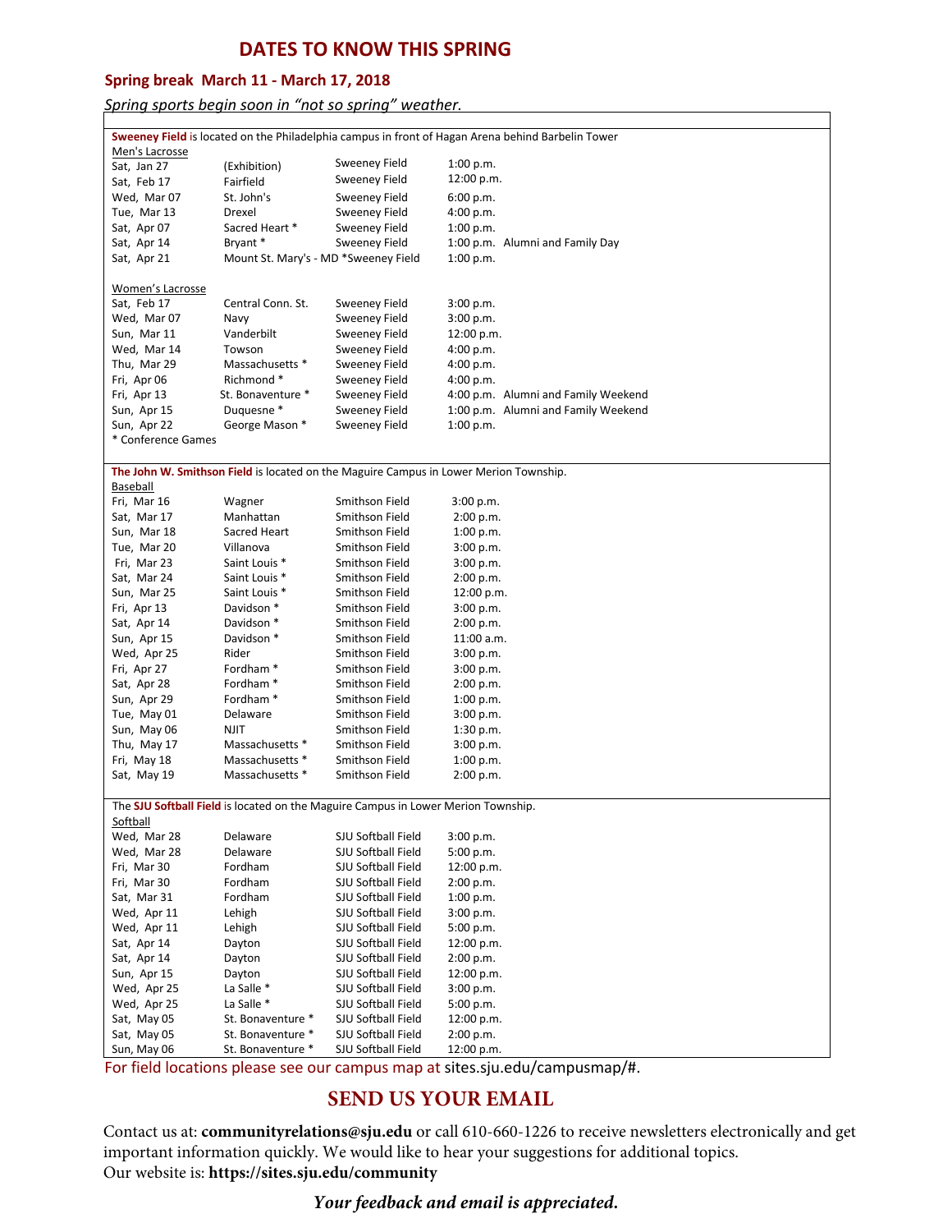## DATES TO KNOW THIS SPRING

**Spring break March 11 - March 17, 2018**

*Spring sports begin soon in "not so spring" weather.*

**Sweeney Field** is located on the Philadelphia campus in front of Hagan Arena behind Barbelin Tower

Men's Lacrosse

| | | | |
|---|---|---|---|
| Sat, Jan 27 | (Exhibition) | Sweeney Field | 1:00 p.m. |
| Sat, Feb 17 | Fairfield | Sweeney Field | 12:00 p.m. |
| Wed, Mar 07 | St. John's | Sweeney Field | 6:00 p.m. |
| Tue, Mar 13 | Drexel | Sweeney Field | 4:00 p.m. |
| Sat, Apr 07 | Sacred Heart * | Sweeney Field | 1:00 p.m. |
| Sat, Apr 14 | Bryant * | Sweeney Field | 1:00 p.m. Alumni and Family Day |
| Sat, Apr 21 | Mount St. Mary's - MD * | Sweeney Field | 1:00 p.m. |

Women's Lacrosse

| | | | |
|---|---|---|---|
| Sat, Feb 17 | Central Conn. St. | Sweeney Field | 3:00 p.m. |
| Wed, Mar 07 | Navy | Sweeney Field | 3:00 p.m. |
| Sun, Mar 11 | Vanderbilt | Sweeney Field | 12:00 p.m. |
| Wed, Mar 14 | Towson | Sweeney Field | 4:00 p.m. |
| Thu, Mar 29 | Massachusetts * | Sweeney Field | 4:00 p.m. |
| Fri, Apr 06 | Richmond * | Sweeney Field | 4:00 p.m. |
| Fri, Apr 13 | St. Bonaventure * | Sweeney Field | 4:00 p.m. Alumni and Family Weekend |
| Sun, Apr 15 | Duquesne * | Sweeney Field | 1:00 p.m. Alumni and Family Weekend |
| Sun, Apr 22 | George Mason * | Sweeney Field | 1:00 p.m. |

\* Conference Games

**The John W. Smithson Field** is located on the Maguire Campus in Lower Merion Township.

Baseball

| | | | |
|---|---|---|---|
| Fri, Mar 16 | Wagner | Smithson Field | 3:00 p.m. |
| Sat, Mar 17 | Manhattan | Smithson Field | 2:00 p.m. |
| Sun, Mar 18 | Sacred Heart | Smithson Field | 1:00 p.m. |
| Tue, Mar 20 | Villanova | Smithson Field | 3:00 p.m. |
| Fri, Mar 23 | Saint Louis * | Smithson Field | 3:00 p.m. |
| Sat, Mar 24 | Saint Louis * | Smithson Field | 2:00 p.m. |
| Sun, Mar 25 | Saint Louis * | Smithson Field | 12:00 p.m. |
| Fri, Apr 13 | Davidson * | Smithson Field | 3:00 p.m. |
| Sat, Apr 14 | Davidson * | Smithson Field | 2:00 p.m. |
| Sun, Apr 15 | Davidson * | Smithson Field | 11:00 a.m. |
| Wed, Apr 25 | Rider | Smithson Field | 3:00 p.m. |
| Fri, Apr 27 | Fordham * | Smithson Field | 3:00 p.m. |
| Sat, Apr 28 | Fordham * | Smithson Field | 2:00 p.m. |
| Sun, Apr 29 | Fordham * | Smithson Field | 1:00 p.m. |
| Tue, May 01 | Delaware | Smithson Field | 3:00 p.m. |
| Sun, May 06 | NJIT | Smithson Field | 1:30 p.m. |
| Thu, May 17 | Massachusetts * | Smithson Field | 3:00 p.m. |
| Fri, May 18 | Massachusetts * | Smithson Field | 1:00 p.m. |
| Sat, May 19 | Massachusetts * | Smithson Field | 2:00 p.m. |

The **SJU Softball Field** is located on the Maguire Campus in Lower Merion Township.

Softball

| | | | |
|---|---|---|---|
| Wed, Mar 28 | Delaware | SJU Softball Field | 3:00 p.m. |
| Wed, Mar 28 | Delaware | SJU Softball Field | 5:00 p.m. |
| Fri, Mar 30 | Fordham | SJU Softball Field | 12:00 p.m. |
| Fri, Mar 30 | Fordham | SJU Softball Field | 2:00 p.m. |
| Sat, Mar 31 | Fordham | SJU Softball Field | 1:00 p.m. |
| Wed, Apr 11 | Lehigh | SJU Softball Field | 3:00 p.m. |
| Wed, Apr 11 | Lehigh | SJU Softball Field | 5:00 p.m. |
| Sat, Apr 14 | Dayton | SJU Softball Field | 12:00 p.m. |
| Sat, Apr 14 | Dayton | SJU Softball Field | 2:00 p.m. |
| Sun, Apr 15 | Dayton | SJU Softball Field | 12:00 p.m. |
| Wed, Apr 25 | La Salle * | SJU Softball Field | 3:00 p.m. |
| Wed, Apr 25 | La Salle * | SJU Softball Field | 5:00 p.m. |
| Sat, May 05 | St. Bonaventure * | SJU Softball Field | 12:00 p.m. |
| Sat, May 05 | St. Bonaventure * | SJU Softball Field | 2:00 p.m. |
| Sun, May 06 | St. Bonaventure * | SJU Softball Field | 12:00 p.m. |

For field locations please see our campus map at sites.sju.edu/campusmap/#.

## SEND US YOUR EMAIL

Contact us at: **communityrelations@sju.edu** or call 610-660-1226 to receive newsletters electronically and get important information quickly. We would like to hear your suggestions for additional topics.
Our website is: **https://sites.sju.edu/community**

***Your feedback and email is appreciated.***